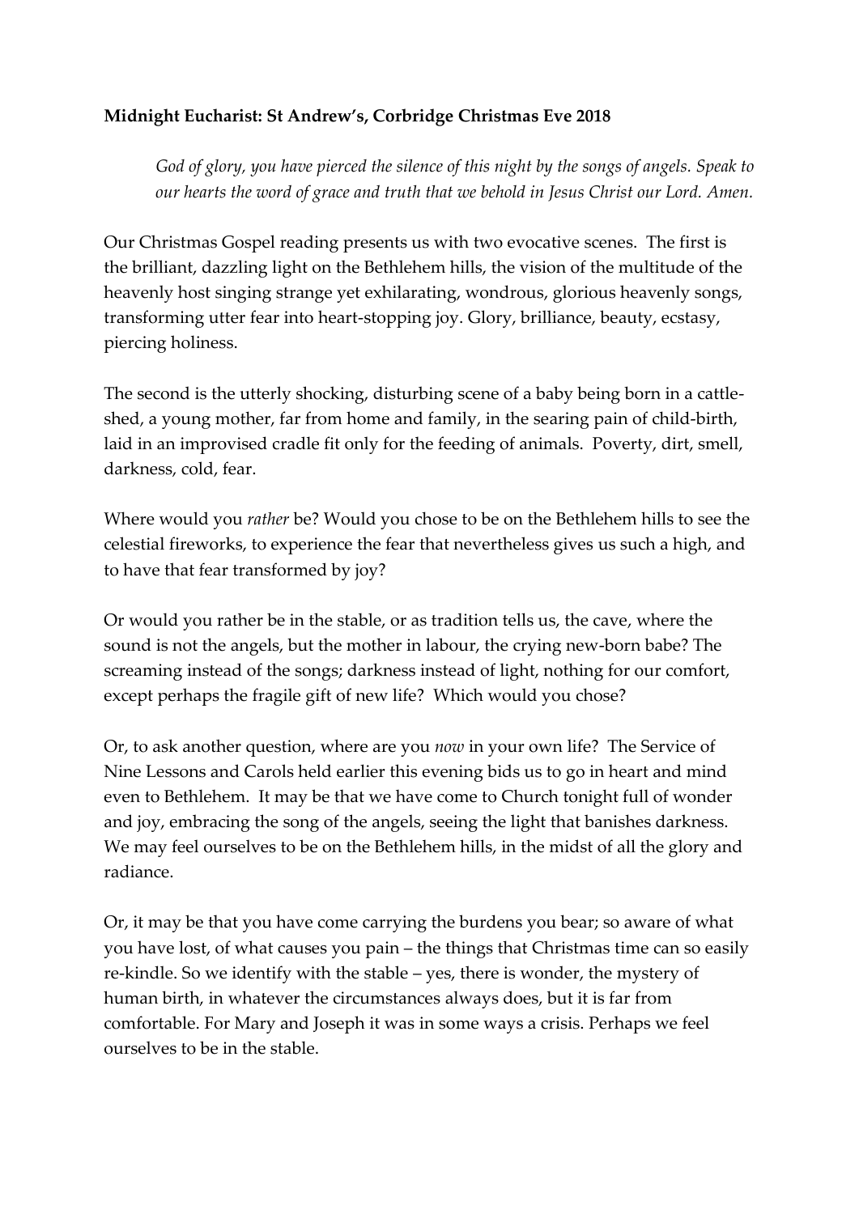**Midnight Eucharist: St Andrew's, Corbridge Christmas Eve 2018**

> *God of glory, you have pierced the silence of this night by the songs of angels. Speak to our hearts the word of grace and truth that we behold in Jesus Christ our Lord. Amen.*

Our Christmas Gospel reading presents us with two evocative scenes. The first is the brilliant, dazzling light on the Bethlehem hills, the vision of the multitude of the heavenly host singing strange yet exhilarating, wondrous, glorious heavenly songs, transforming utter fear into heart-stopping joy. Glory, brilliance, beauty, ecstasy, piercing holiness.

The second is the utterly shocking, disturbing scene of a baby being born in a cattle-shed, a young mother, far from home and family, in the searing pain of child-birth, laid in an improvised cradle fit only for the feeding of animals. Poverty, dirt, smell, darkness, cold, fear.

Where would you *rather* be? Would you chose to be on the Bethlehem hills to see the celestial fireworks, to experience the fear that nevertheless gives us such a high, and to have that fear transformed by joy?

Or would you rather be in the stable, or as tradition tells us, the cave, where the sound is not the angels, but the mother in labour, the crying new-born babe? The screaming instead of the songs; darkness instead of light, nothing for our comfort, except perhaps the fragile gift of new life? Which would you chose?

Or, to ask another question, where are you *now* in your own life? The Service of Nine Lessons and Carols held earlier this evening bids us to go in heart and mind even to Bethlehem. It may be that we have come to Church tonight full of wonder and joy, embracing the song of the angels, seeing the light that banishes darkness. We may feel ourselves to be on the Bethlehem hills, in the midst of all the glory and radiance.

Or, it may be that you have come carrying the burdens you bear; so aware of what you have lost, of what causes you pain – the things that Christmas time can so easily re-kindle. So we identify with the stable – yes, there is wonder, the mystery of human birth, in whatever the circumstances always does, but it is far from comfortable. For Mary and Joseph it was in some ways a crisis. Perhaps we feel ourselves to be in the stable.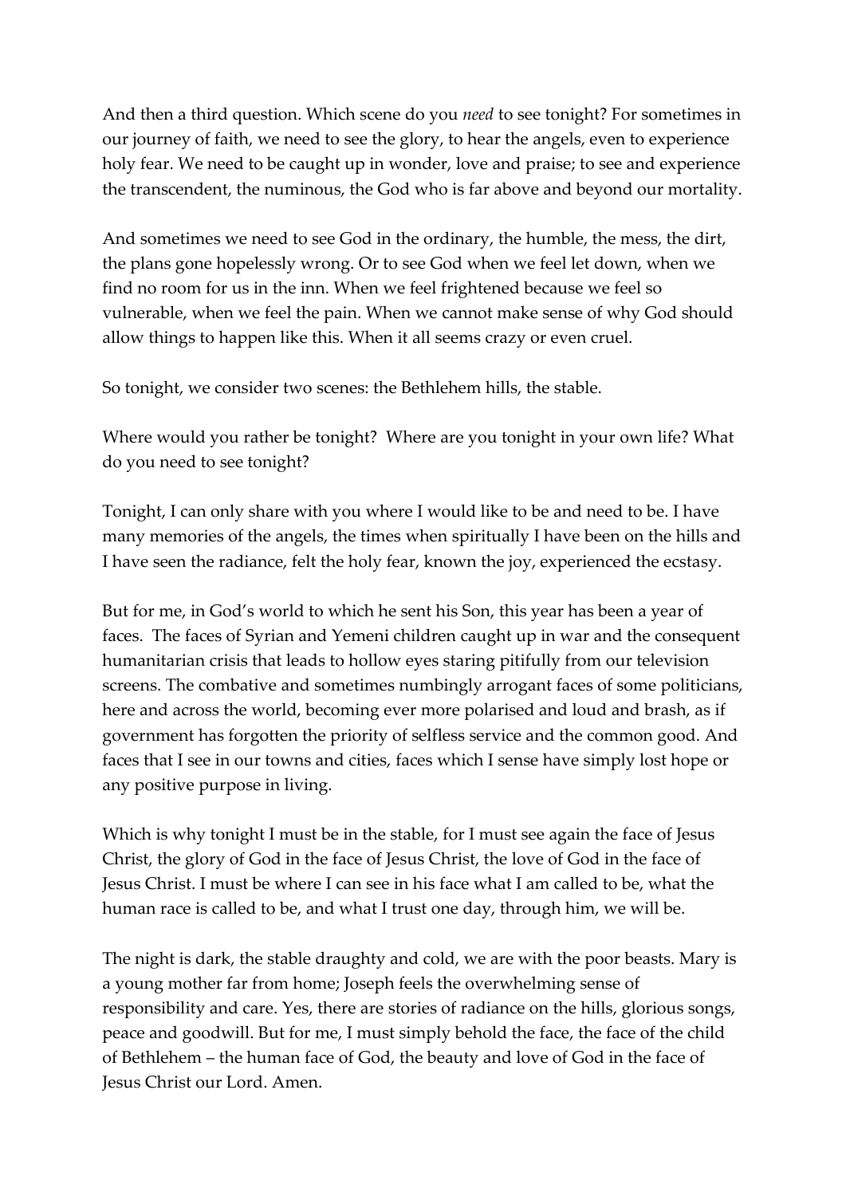And then a third question. Which scene do you *need* to see tonight? For sometimes in our journey of faith, we need to see the glory, to hear the angels, even to experience holy fear. We need to be caught up in wonder, love and praise; to see and experience the transcendent, the numinous, the God who is far above and beyond our mortality.

And sometimes we need to see God in the ordinary, the humble, the mess, the dirt, the plans gone hopelessly wrong. Or to see God when we feel let down, when we find no room for us in the inn. When we feel frightened because we feel so vulnerable, when we feel the pain. When we cannot make sense of why God should allow things to happen like this. When it all seems crazy or even cruel.

So tonight, we consider two scenes: the Bethlehem hills, the stable.

Where would you rather be tonight? Where are you tonight in your own life? What do you need to see tonight?

Tonight, I can only share with you where I would like to be and need to be. I have many memories of the angels, the times when spiritually I have been on the hills and I have seen the radiance, felt the holy fear, known the joy, experienced the ecstasy.

But for me, in God's world to which he sent his Son, this year has been a year of faces. The faces of Syrian and Yemeni children caught up in war and the consequent humanitarian crisis that leads to hollow eyes staring pitifully from our television screens. The combative and sometimes numbingly arrogant faces of some politicians, here and across the world, becoming ever more polarised and loud and brash, as if government has forgotten the priority of selfless service and the common good. And faces that I see in our towns and cities, faces which I sense have simply lost hope or any positive purpose in living.

Which is why tonight I must be in the stable, for I must see again the face of Jesus Christ, the glory of God in the face of Jesus Christ, the love of God in the face of Jesus Christ. I must be where I can see in his face what I am called to be, what the human race is called to be, and what I trust one day, through him, we will be.

The night is dark, the stable draughty and cold, we are with the poor beasts. Mary is a young mother far from home; Joseph feels the overwhelming sense of responsibility and care. Yes, there are stories of radiance on the hills, glorious songs, peace and goodwill. But for me, I must simply behold the face, the face of the child of Bethlehem – the human face of God, the beauty and love of God in the face of Jesus Christ our Lord. Amen.